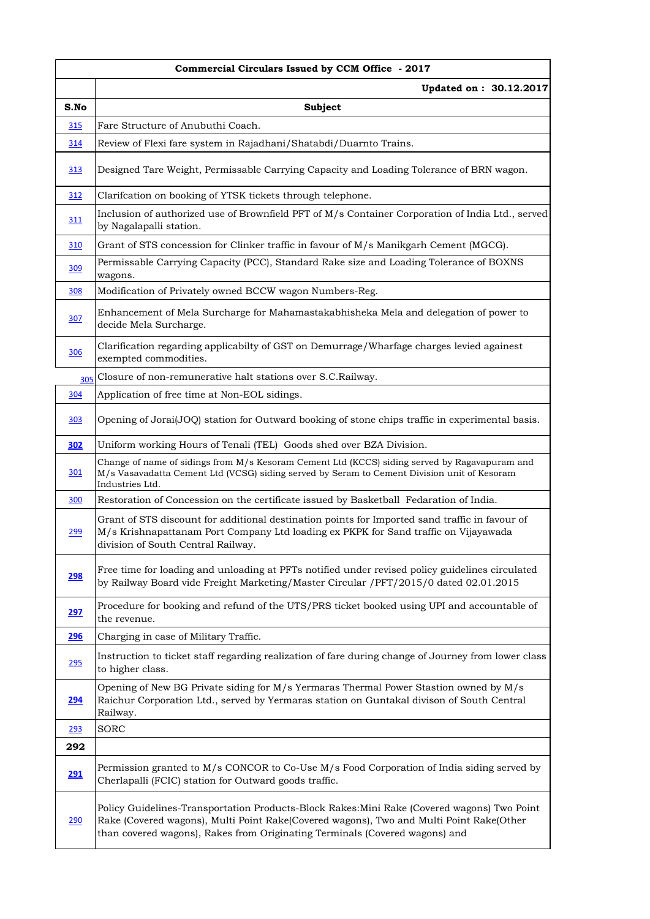| Commercial Circulars Issued by CCM Office - 2017 | |
|---|---|
| | **Updated on : 30.12.2017** |
| **S.No** | **Subject** |
| 315 | Fare Structure of Anubuthi Coach. |
| 314 | Review of Flexi fare system in Rajadhani/Shatabdi/Duarnto Trains. |
| 313 | Designed Tare Weight, Permissable Carrying Capacity and Loading Tolerance of BRN wagon. |
| 312 | Clarifcation on booking of YTSK tickets through telephone. |
| 311 | Inclusion of authorized use of Brownfield PFT of M/s Container Corporation of India Ltd., served by Nagalapalli station. |
| 310 | Grant of STS concession for Clinker traffic in favour of M/s Manikgarh Cement (MGCG). |
| 309 | Permissable Carrying Capacity (PCC), Standard Rake size and Loading Tolerance of BOXNS wagons. |
| 308 | Modification of Privately owned BCCW wagon Numbers-Reg. |
| 307 | Enhancement of Mela Surcharge for Mahamastakabhisheka Mela and delegation of power to decide Mela Surcharge. |
| 306 | Clarification regarding applicabilty of GST on Demurrage/Wharfage charges levied agaiinest exempted commodities. |
| 305 | Closure of non-remunerative halt stations over S.C.Railway. |
| 304 | Application of free time at Non-EOL sidings. |
| 303 | Opening of Jorai(JOQ) station for Outward booking of stone chips traffic in experimental basis. |
| **302** | Uniform working Hours of Tenali (TEL) Goods shed over BZA Division. |
| 301 | Change of name of sidings from M/s Kesoram Cement Ltd (KCCS) siding served by Ragavapuram and M/s Vasavadatta Cement Ltd (VCSG) siding served by Seram to Cement Division unit of Kesoram Industries Ltd. |
| 300 | Restoration of Concession on the certificate issued by Basketball Fedaration of India. |
| 299 | Grant of STS discount for additional destination points for Imported sand traffic in favour of M/s Krishnapattanam Port Company Ltd loading ex PKPK for Sand traffic on Vijayawada division of South Central Railway. |
| **298** | Free time for loading and unloading at PFTs notified under revised policy guidelines circulated by Railway Board vide Freight Marketing/Master Circular /PFT/2015/0 dated 02.01.2015 |
| **297** | Procedure for booking and refund of the UTS/PRS ticket booked using UPI and accountable of the revenue. |
| **296** | Charging in case of Military Traffic. |
| 295 | Instruction to ticket staff regarding realization of fare during change of Journey from lower class to higher class. |
| **294** | Opening of New BG Private siding for M/s Yermaras Thermal Power Sstation owned by M/s Raichur Corporation Ltd., served by Yermaras station on Guntakal divison of South Central Railway. |
| 293 | SORC |
| **292** | |
| **291** | Permission granted to M/s CONCOR to Co-Use M/s Food Corporation of India siding served by Cherlapalli (FCIC) station for Outward goods traffic. |
| 290 | Policy Guidelines-Transportation Products-Block Rakes:Mini Rake (Covered wagons) Two Point Rake (Covered wagons), Multi Point Rake(Covered wagons), Two and Multi Point Rake(Other than covered wagons), Rakes from Originating Terminals (Covered wagons) and |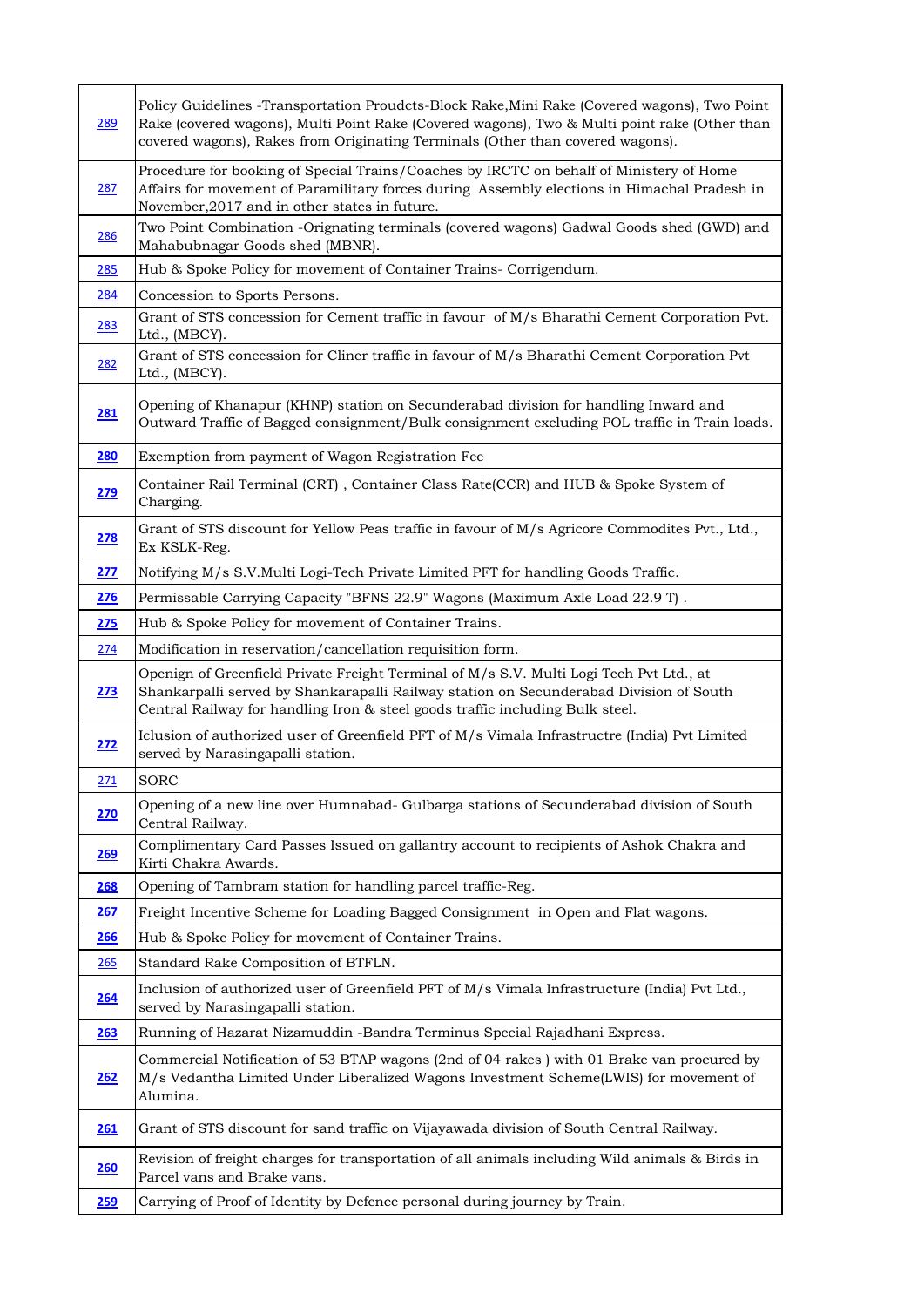| | |
|---|---|
| 289 | Policy Guidelines -Transportation Proudcts-Block Rake,Mini Rake (Covered wagons), Two Point Rake (covered wagons), Multi Point Rake (Covered wagons), Two & Multi point rake (Other than covered wagons), Rakes from Originating Terminals (Other than covered wagons). |
| 287 | Procedure for booking of Special Trains/Coaches by IRCTC on behalf of Ministery of Home Affairs for movement of Paramilitary forces during Assembly elections in Himachal Pradesh in November,2017 and in other states in future. |
| 286 | Two Point Combination -Orignating terminals (covered wagons) Gadwal Goods shed (GWD) and Mahabubnagar Goods shed (MBNR). |
| 285 | Hub & Spoke Policy for movement of Container Trains- Corrigendum. |
| 284 | Concession to Sports Persons. |
| 283 | Grant of STS concession for Cement traffic in favour of M/s Bharathi Cement Corporation Pvt. Ltd., (MBCY). |
| 282 | Grant of STS concession for Cliner traffic in favour of M/s Bharathi Cement Corporation Pvt Ltd., (MBCY). |
| 281 | Opening of Khanapur (KHNP) station on Secunderabad division for handling Inward and Outward Traffic of Bagged consignment/Bulk consignment excluding POL traffic in Train loads. |
| 280 | Exemption from payment of Wagon Registration Fee |
| 279 | Container Rail Terminal (CRT) , Container Class Rate(CCR) and HUB & Spoke System of Charging. |
| 278 | Grant of STS discount for Yellow Peas traffic in favour of M/s Agricore Commodites Pvt., Ltd., Ex KSLK-Reg. |
| 277 | Notifying M/s S.V.Multi Logi-Tech Private Limited PFT for handling Goods Traffic. |
| 276 | Permissable Carrying Capacity "BFNS 22.9" Wagons (Maximum Axle Load 22.9 T) . |
| 275 | Hub & Spoke Policy for movement of Container Trains. |
| 274 | Modification in reservation/cancellation requisition form. |
| 273 | Openign of Greenfield Private Freight Terminal of M/s S.V. Multi Logi Tech Pvt Ltd., at Shankarpalli served by Shankarapalli Railway station on Secunderabad Division of South Central Railway for handling Iron & steel goods traffic including Bulk steel. |
| 272 | Iclusion of authorized user of Greenfield PFT of M/s Vimala Infrastructre (India) Pvt Limited served by Narasingapalli station. |
| 271 | SORC |
| 270 | Opening of a new line over Humnabad- Gulbarga stations of Secunderabad division of South Central Railway. |
| 269 | Complimentary Card Passes Issued on gallantry account to recipients of Ashok Chakra and Kirti Chakra Awards. |
| 268 | Opening of Tambram station for handling parcel traffic-Reg. |
| 267 | Freight Incentive Scheme for Loading Bagged Consignment in Open and Flat wagons. |
| 266 | Hub & Spoke Policy for movement of Container Trains. |
| 265 | Standard Rake Composition of BTFLN. |
| 264 | Inclusion of authorized user of Greenfield PFT of M/s Vimala Infrastructure (India) Pvt Ltd., served by Narasingapalli station. |
| 263 | Running of Hazarat Nizamuddin -Bandra Terminus Special Rajadhani Express. |
| 262 | Commercial Notification of 53 BTAP wagons (2nd of 04 rakes ) with 01 Brake van procured by M/s Vedantha Limited Under Liberalized Wagons Investment Scheme(LWIS) for movement of Alumina. |
| 261 | Grant of STS discount for sand traffic on Vijayawada division of South Central Railway. |
| 260 | Revision of freight charges for transportation of all animals including Wild animals & Birds in Parcel vans and Brake vans. |
| 259 | Carrying of Proof of Identity by Defence personal during journey by Train. |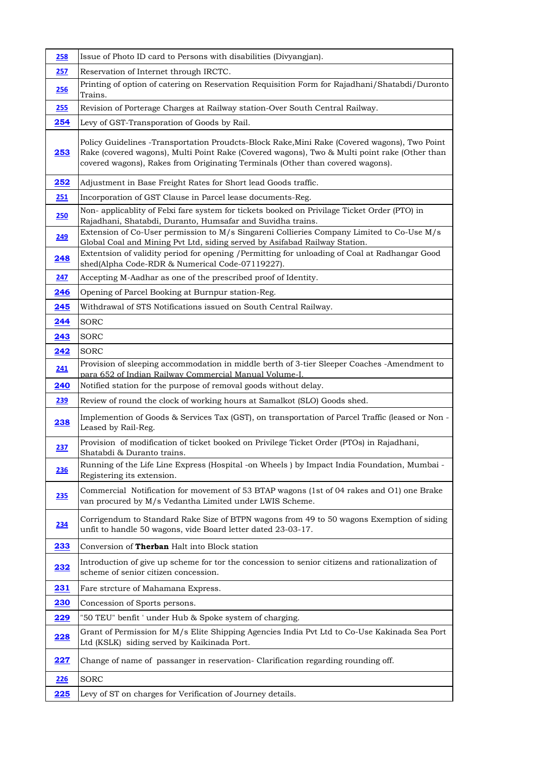| | |
|---|---|
| 258 | Issue of Photo ID card to Persons with disabilities (Divyangjan). |
| 257 | Reservation of Internet through IRCTC. |
| 256 | Printing of option of catering on Reservation Requisition Form for Rajadhani/Shatabdi/Duronto Trains. |
| 255 | Revision of Porterage Charges at Railway station-Over South Central Railway. |
| 254 | Levy of GST-Transporation of Goods by Rail. |
| 253 | Policy Guidelines -Transportation Proudcts-Block Rake,Mini Rake (Covered wagons), Two Point Rake (covered wagons), Multi Point Rake (Covered wagons), Two & Multi point rake (Other than covered wagons), Rakes from Originating Terminals (Other than covered wagons). |
| 252 | Adjustment in Base Freight Rates for Short lead Goods traffic. |
| 251 | Incorporation of GST Clause in Parcel lease documents-Reg. |
| 250 | Non- applicablity of Felxi fare system for tickets booked on Privilage Ticket Order (PTO) in Rajadhani, Shatabdi, Duranto, Humsafar and Suvidha trains. |
| 249 | Extension of Co-User permission to M/s Singareni Collieries Company Limited to Co-Use M/s Global Coal and Mining Pvt Ltd, siding served by Asifabad Railway Station. |
| 248 | Extentsion of validity period for opening /Permitting for unloading of Coal at Radhangar Good shed(Alpha Code-RDR & Numerical Code-07119227). |
| 247 | Accepting M-Aadhar as one of the prescribed proof of Identity. |
| 246 | Opening of Parcel Booking at Burnpur station-Reg. |
| 245 | Withdrawal of STS Notifications issued on South Central Railway. |
| 244 | SORC |
| 243 | SORC |
| 242 | SORC |
| 241 | Provision of sleeping accommodation in middle berth of 3-tier Sleeper Coaches -Amendment to para 652 of Indian Railway Commercial Manual Volume-I. |
| 240 | Notified station for the purpose of removal goods without delay. |
| 239 | Review of round the clock of working hours at Samalkot (SLO) Goods shed. |
| 238 | Implemention of Goods & Services Tax (GST), on transportation of Parcel Traffic (leased or Non - Leased by Rail-Reg. |
| 237 | Provision of modification of ticket booked on Privilege Ticket Order (PTOs) in Rajadhani, Shatabdi & Duranto trains. |
| 236 | Running of the Life Line Express (Hospital -on Wheels ) by Impact India Foundation, Mumbai - Registering its extension. |
| 235 | Commercial Notification for movement of 53 BTAP wagons (1st of 04 rakes and O1) one Brake van procured by M/s Vedantha Limited under LWIS Scheme. |
| 234 | Corrigendum to Standard Rake Size of BTPN wagons from 49 to 50 wagons Exemption of siding unfit to handle 50 wagons, vide Board letter dated 23-03-17. |
| 233 | Conversion of **Therban** Halt into Block station |
| 232 | Introduction of give up scheme for tor the concession to senior citizens and rationalization of scheme of senior citizen concession. |
| 231 | Fare strcture of Mahamana Express. |
| 230 | Concession of Sports persons. |
| 229 | "50 TEU" benfit ' under Hub & Spoke system of charging. |
| 228 | Grant of Permission for M/s Elite Shipping Agencies India Pvt Ltd to Co-Use Kakinada Sea Port Ltd (KSLK) siding served by Kaikinada Port. |
| 227 | Change of name of passanger in reservation- Clarification regarding rounding off. |
| 226 | SORC |
| 225 | Levy of ST on charges for Verification of Journey details. |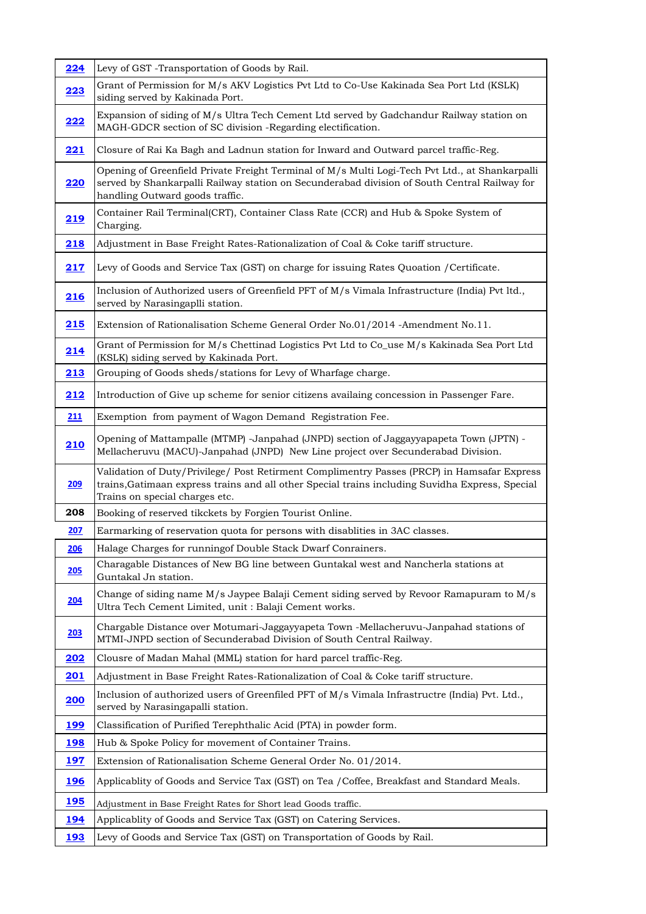| | |
|---|---|
| **224** | Levy of GST -Transportation of Goods by Rail. |
| **223** | Grant of Permission for M/s AKV Logistics Pvt Ltd to Co-Use Kakinada Sea Port Ltd (KSLK) siding served by Kakinada Port. |
| **222** | Expansion of siding of M/s Ultra Tech Cement Ltd served by Gadchandur Railway station on MAGH-GDCR section of SC division -Regarding electification. |
| **221** | Closure of Rai Ka Bagh and Ladnun station for Inward and Outward parcel traffic-Reg. |
| **220** | Opening of Greenfield Private Freight Terminal of M/s Multi Logi-Tech Pvt Ltd., at Shankarpalli served by Shankarpalli Railway station on Secunderabad division of South Central Railway for handling Outward goods traffic. |
| **219** | Container Rail Terminal(CRT), Container Class Rate (CCR) and Hub & Spoke System of Charging. |
| **218** | Adjustment in Base Freight Rates-Rationalization of Coal & Coke tariff structure. |
| **217** | Levy of Goods and Service Tax (GST) on charge for issuing Rates Quoation /Certificate. |
| **216** | Inclusion of Authorized users of Greenfield PFT of M/s Vimala Infrastructure (India) Pvt ltd., served by Narasingaplli station. |
| **215** | Extension of Rationalisation Scheme General Order No.01/2014 -Amendment No.11. |
| **214** | Grant of Permission for M/s Chettinad Logistics Pvt Ltd to Co_use M/s Kakinada Sea Port Ltd (KSLK) siding served by Kakinada Port. |
| **213** | Grouping of Goods sheds/stations for Levy of Wharfage charge. |
| **212** | Introduction of Give up scheme for senior citizens availaing concession in Passenger Fare. |
| **211** | Exemption from payment of Wagon Demand Registration Fee. |
| **210** | Opening of Mattampalle (MTMP) -Janpahad (JNPD) section of Jaggayyapapeta Town (JPTN) -Mellacheruvu (MACU)-Janpahad (JNPD) New Line project over Secunderabad Division. |
| **209** | Validation of Duty/Privilege/ Post Retirment Complimentry Passes (PRCP) in Hamsafar Express trains,Gatimaan express trains and all other Special trains including Suvidha Express, Special Trains on special charges etc. |
| **208** | Booking of reserved tikckets by Forgien Tourist Online. |
| **207** | Earmarking of reservation quota for persons with disablities in 3AC classes. |
| **206** | Halage Charges for runningof Double Stack Dwarf Conrainers. |
| **205** | Charagable Distances of New BG line between Guntakal west and Nancherla stations at Guntakal Jn station. |
| **204** | Change of siding name M/s Jaypee Balaji Cement siding served by Revoor Ramapuram to M/s Ultra Tech Cement Limited, unit : Balaji Cement works. |
| **203** | Chargable Distance over Motumari-Jaggayyapeta Town -Mellacheruvu-Janpahad stations of MTMI-JNPD section of Secunderabad Division of South Central Railway. |
| **202** | Clousre of Madan Mahal (MML) station for hard parcel traffic-Reg. |
| **201** | Adjustment in Base Freight Rates-Rationalization of Coal & Coke tariff structure. |
| **200** | Inclusion of authorized users of Greenfiled PFT of M/s Vimala Infrastructre (India) Pvt. Ltd., served by Narasingapalli station. |
| **199** | Classification of Purified Terephthalic Acid (PTA) in powder form. |
| **198** | Hub & Spoke Policy for movement of Container Trains. |
| **197** | Extension of Rationalisation Scheme General Order No. 01/2014. |
| **196** | Applicablity of Goods and Service Tax (GST) on Tea /Coffee, Breakfast and Standard Meals. |
| **195** | Adjustment in Base Freight Rates for Short lead Goods traffic. |
| **194** | Applicablity of Goods and Service Tax (GST) on Catering Services. |
| **193** | Levy of Goods and Service Tax (GST) on Transportation of Goods by Rail. |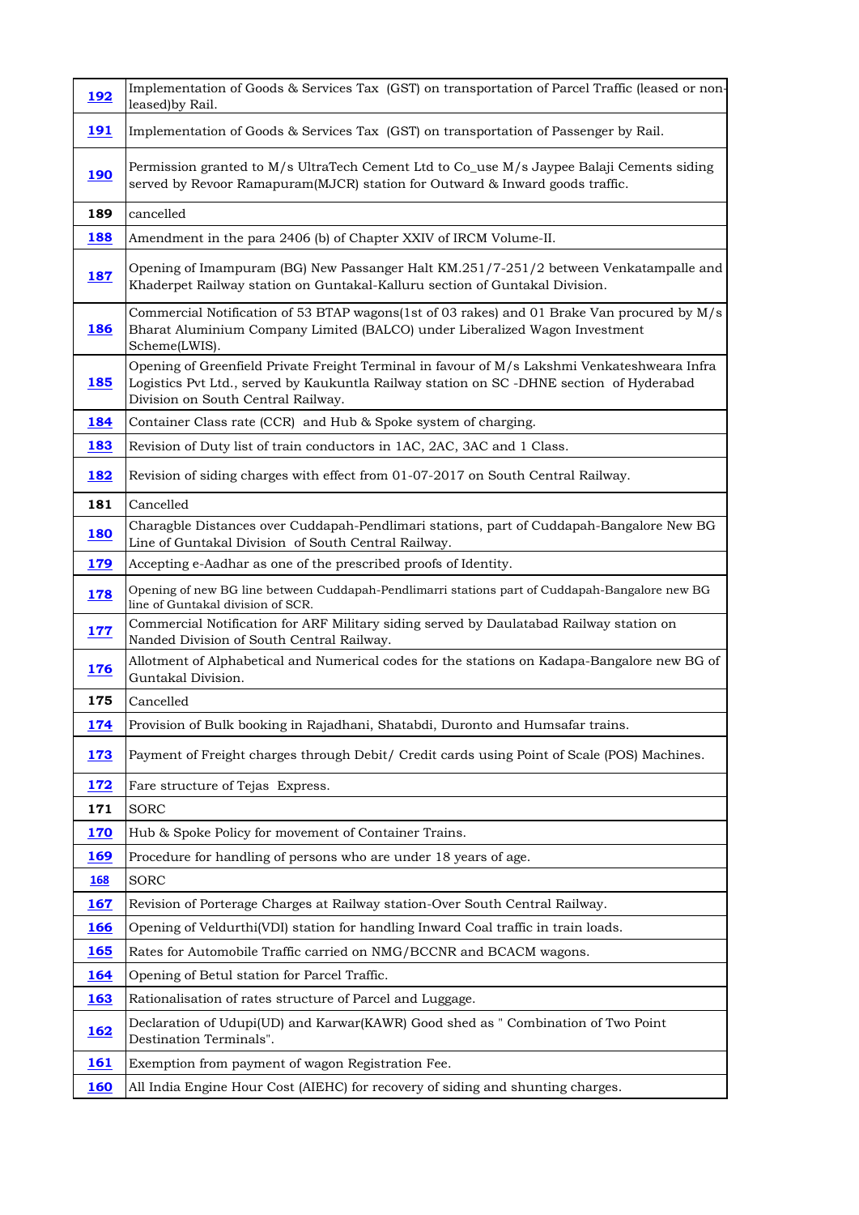| | |
|---|---|
| **192** | Implementation of Goods & Services Tax (GST) on transportation of Parcel Traffic (leased or non-leased)by Rail. |
| **191** | Implementation of Goods & Services Tax (GST) on transportation of Passenger by Rail. |
| **190** | Permission granted to M/s UltraTech Cement Ltd to Co_use M/s Jaypee Balaji Cements siding served by Revoor Ramapuram(MJCR) station for Outward & Inward goods traffic. |
| **189** | cancelled |
| **188** | Amendment in the para 2406 (b) of Chapter XXIV of IRCM Volume-II. |
| **187** | Opening of Imampuram (BG) New Passanger Halt KM.251/7-251/2 between Venkatampalle and Khaderpet Railway station on Guntakal-Kalluru section of Guntakal Division. |
| **186** | Commercial Notification of 53 BTAP wagons(1st of 03 rakes) and 01 Brake Van procured by M/s Bharat Aluminium Company Limited (BALCO) under Liberalized Wagon Investment Scheme(LWIS). |
| **185** | Opening of Greenfield Private Freight Terminal in favour of M/s Lakshmi Venkateshweara Infra Logistics Pvt Ltd., served by Kaukuntla Railway station on SC -DHNE section of Hyderabad Division on South Central Railway. |
| **184** | Container Class rate (CCR) and Hub & Spoke system of charging. |
| **183** | Revision of Duty list of train conductors in 1AC, 2AC, 3AC and 1 Class. |
| **182** | Revision of siding charges with effect from 01-07-2017 on South Central Railway. |
| **181** | Cancelled |
| **180** | Charagble Distances over Cuddapah-Pendlimari stations, part of Cuddapah-Bangalore New BG Line of Guntakal Division of South Central Railway. |
| **179** | Accepting e-Aadhar as one of the prescribed proofs of Identity. |
| **178** | Opening of new BG line between Cuddapah-Pendlimarri stations part of Cuddapah-Bangalore new BG line of Guntakal division of SCR. |
| **177** | Commercial Notification for ARF Military siding served by Daulatabad Railway station on Nanded Division of South Central Railway. |
| **176** | Allotment of Alphabetical and Numerical codes for the stations on Kadapa-Bangalore new BG of Guntakal Division. |
| **175** | Cancelled |
| **174** | Provision of Bulk booking in Rajadhani, Shatabdi, Duronto and Humsafar trains. |
| **173** | Payment of Freight charges through Debit/ Credit cards using Point of Scale (POS) Machines. |
| **172** | Fare structure of Tejas Express. |
| **171** | SORC |
| **170** | Hub & Spoke Policy for movement of Container Trains. |
| **169** | Procedure for handling of persons who are under 18 years of age. |
| **168** | SORC |
| **167** | Revision of Porterage Charges at Railway station-Over South Central Railway. |
| **166** | Opening of Veldurthi(VDI) station for handling Inward Coal traffic in train loads. |
| **165** | Rates for Automobile Traffic carried on NMG/BCCNR and BCACM wagons. |
| **164** | Opening of Betul station for Parcel Traffic. |
| **163** | Rationalisation of rates structure of Parcel and Luggage. |
| **162** | Declaration of Udupi(UD) and Karwar(KAWR) Good shed as " Combination of Two Point Destination Terminals". |
| **161** | Exemption from payment of wagon Registration Fee. |
| **160** | All India Engine Hour Cost (AIEHC) for recovery of siding and shunting charges. |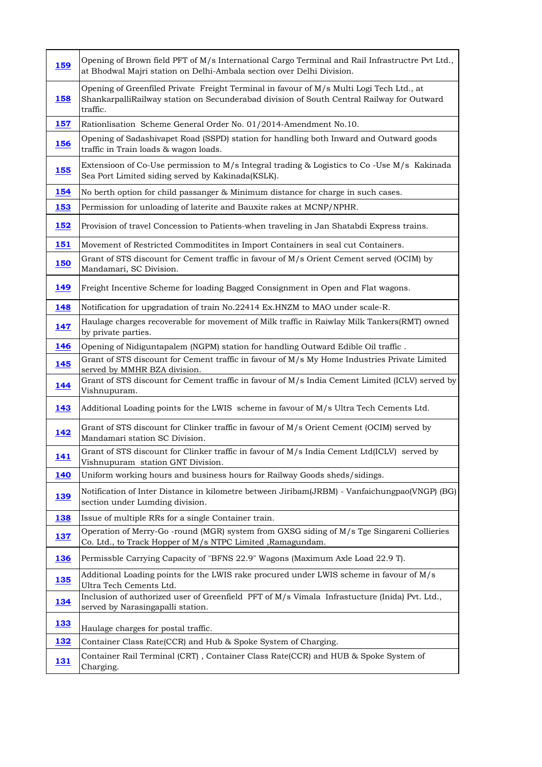| | |
|---|---|
| **159** | Opening of Brown field PFT of M/s International Cargo Terminal and Rail Infrastructre Pvt Ltd., at Bhodwal Majri station on Delhi-Ambala section over Delhi Division. |
| **158** | Opening of Greenfiled Private Freight Terminal in favour of M/s Multi Logi Tech Ltd., at ShankarpalliRailway station on Secunderabad division of South Central Railway for Outward traffic. |
| **157** | Rationlisation Scheme General Order No. 01/2014-Amendment No.10. |
| **156** | Opening of Sadashivapet Road (SSPD) station for handling both Inward and Outward goods traffic in Train loads & wagon loads. |
| **155** | Extensioon of Co-Use permission to M/s Integral trading & Logistics to Co -Use M/s Kakinada Sea Port Limited siding served by Kakinada(KSLK). |
| **154** | No berth option for child passanger & Minimum distance for charge in such cases. |
| **153** | Permission for unloading of laterite and Bauxite rakes at MCNP/NPHR. |
| **152** | Provision of travel Concession to Patients-when traveling in Jan Shatabdi Express trains. |
| **151** | Movement of Restricted Commoditites in Import Containers in seal cut Containers. |
| **150** | Grant of STS discount for Cement traffic in favour of M/s Orient Cement served (OCIM) by Mandamari, SC Division. |
| **149** | Freight Incentive Scheme for loading Bagged Consignment in Open and Flat wagons. |
| **148** | Notification for upgradation of train No.22414 Ex.HNZM to MAO under scale-R. |
| **147** | Haulage charges recoverable for movement of Milk traffic in Raiwlay Milk Tankers(RMT) owned by private parties. |
| **146** | Opening of Nidiguntapalem (NGPM) station for handling Outward Edible Oil traffic . |
| **145** | Grant of STS discount for Cement traffic in favour of M/s My Home Industries Private Limited served by MMHR BZA division. |
| **144** | Grant of STS discount for Cement traffic in favour of M/s India Cement Limited (ICLV) served by Vishnupuram. |
| **143** | Additional Loading points for the LWIS scheme in favour of M/s Ultra Tech Cements Ltd. |
| **142** | Grant of STS discount for Clinker traffic in favour of M/s Orient Cement (OCIM) served by Mandamari station SC Division. |
| **141** | Grant of STS discount for Clinker traffic in favour of M/s India Cement Ltd(ICLV) served by Vishnupuram station GNT Division. |
| **140** | Uniform working hours and business hours for Railway Goods sheds/sidings. |
| **139** | Notification of Inter Distance in kilometre between Jiribam(JRBM) - Vanfaichungpao(VNGP) (BG) section under Lumding division. |
| **138** | Issue of multiple RRs for a single Container train. |
| **137** | Operation of Merry-Go -round (MGR) system from GXSG siding of M/s Tge Singareni Collieries Co. Ltd., to Track Hopper of M/s NTPC Limited ,Ramagundam. |
| **136** | Permissble Carrying Capacity of "BFNS 22.9" Wagons (Maximum Axle Load 22.9 T). |
| **135** | Additional Loading points for the LWIS rake procured under LWIS scheme in favour of M/s Ultra Tech Cements Ltd. |
| **134** | Inclusion of authorized user of Greenfield PFT of M/s Vimala Infrastucture (Inida) Pvt. Ltd., served by Narasingapalli station. |
| **133** | Haulage charges for postal traffic. |
| **132** | Container Class Rate(CCR) and Hub & Spoke System of Charging. |
| **131** | Container Rail Terminal (CRT) , Container Class Rate(CCR) and HUB & Spoke System of Charging. |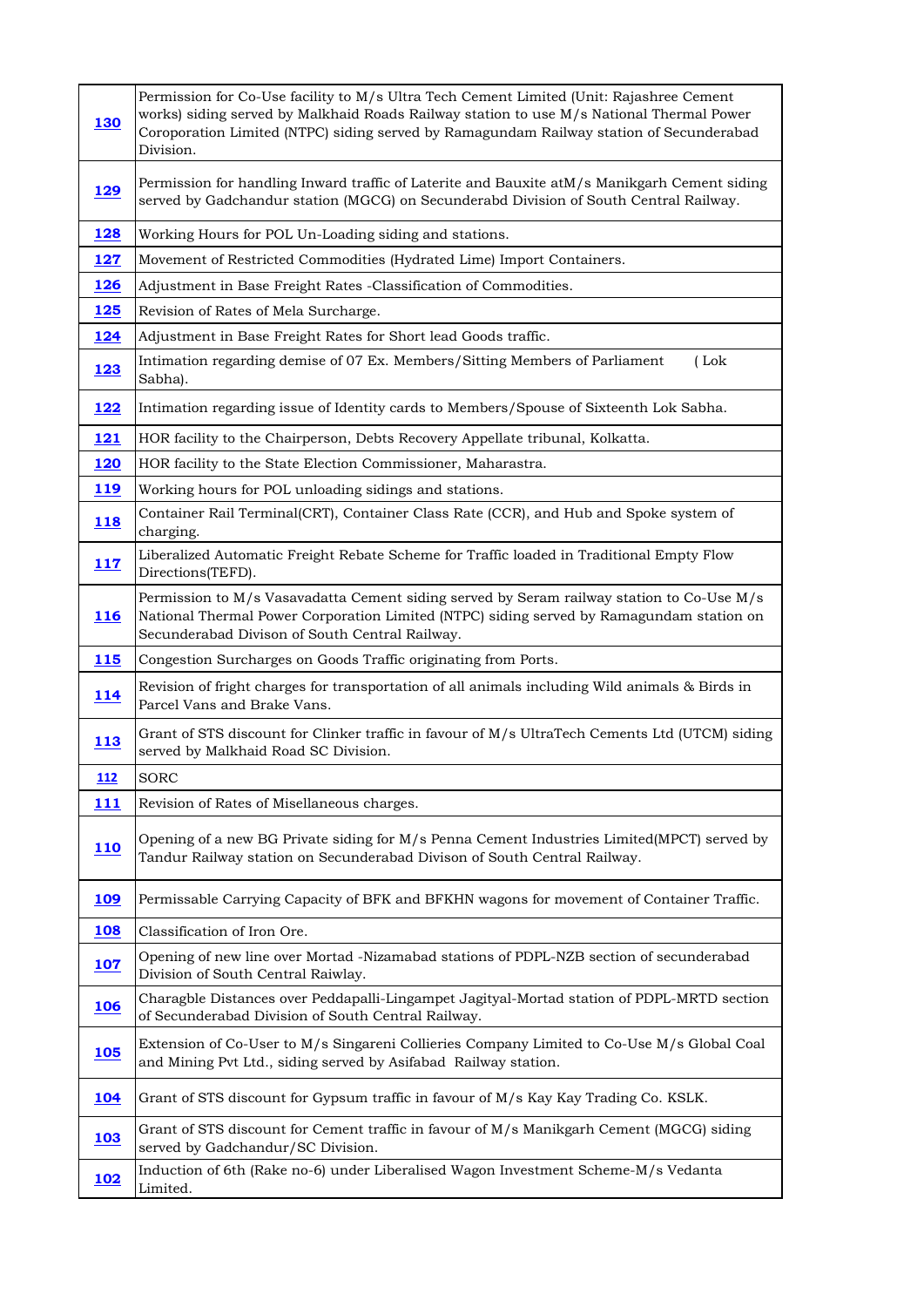| | |
|---|---|
| **130** | Permission for Co-Use facility to M/s Ultra Tech Cement Limited (Unit: Rajashree Cement works) siding served by Malkhaid Roads Railway station to use M/s National Thermal Power Coroporation Limited (NTPC) siding served by Ramagundam Railway station of Secunderabad Division. |
| **129** | Permission for handling Inward traffic of Laterite and Bauxite atM/s Manikgarh Cement siding served by Gadchandur station (MGCG) on Secunderabd Division of South Central Railway. |
| **128** | Working Hours for POL Un-Loading siding and stations. |
| **127** | Movement of Restricted Commodities (Hydrated Lime) Import Containers. |
| **126** | Adjustment in Base Freight Rates -Classification of Commodities. |
| **125** | Revision of Rates of Mela Surcharge. |
| **124** | Adjustment in Base Freight Rates for Short lead Goods traffic. |
| **123** | Intimation regarding demise of 07 Ex. Members/Sitting Members of Parliament ( Lok Sabha). |
| **122** | Intimation regarding issue of Identity cards to Members/Spouse of Sixteenth Lok Sabha. |
| **121** | HOR facility to the Chairperson, Debts Recovery Appellate tribunal, Kolkatta. |
| **120** | HOR facility to the State Election Commissioner, Maharastra. |
| **119** | Working hours for POL unloading sidings and stations. |
| **118** | Container Rail Terminal(CRT), Container Class Rate (CCR), and Hub and Spoke system of charging. |
| **117** | Liberalized Automatic Freight Rebate Scheme for Traffic loaded in Traditional Empty Flow Directions(TEFD). |
| **116** | Permission to M/s Vasavadatta Cement siding served by Seram railway station to Co-Use M/s National Thermal Power Corporation Limited (NTPC) siding served by Ramagundam station on Secunderabad Divison of South Central Railway. |
| **115** | Congestion Surcharges on Goods Traffic originating from Ports. |
| **114** | Revision of fright charges for transportation of all animals including Wild animals & Birds in Parcel Vans and Brake Vans. |
| **113** | Grant of STS discount for Clinker traffic in favour of M/s UltraTech Cements Ltd (UTCM) siding served by Malkhaid Road SC Division. |
| **112** | SORC |
| **111** | Revision of Rates of Misellaneous charges. |
| **110** | Opening of a new BG Private siding for M/s Penna Cement Industries Limited(MPCT) served by Tandur Railway station on Secunderabad Divison of South Central Railway. |
| **109** | Permissable Carrying Capacity of BFK and BFKHN wagons for movement of Container Traffic. |
| **108** | Classification of Iron Ore. |
| **107** | Opening of new line over Mortad -Nizamabad stations of PDPL-NZB section of secunderabad Division of South Central Raiwlay. |
| **106** | Charagble Distances over Peddapalli-Lingampet Jagityal-Mortad station of PDPL-MRTD section of Secunderabad Division of South Central Railway. |
| **105** | Extension of Co-User to M/s Singareni Collieries Company Limited to Co-Use M/s Global Coal and Mining Pvt Ltd., siding served by Asifabad Railway station. |
| **104** | Grant of STS discount for Gypsum traffic in favour of M/s Kay Kay Trading Co. KSLK. |
| **103** | Grant of STS discount for Cement traffic in favour of M/s Manikgarh Cement (MGCG) siding served by Gadchandur/SC Division. |
| **102** | Induction of 6th (Rake no-6) under Liberalised Wagon Investment Scheme-M/s Vedanta Limited. |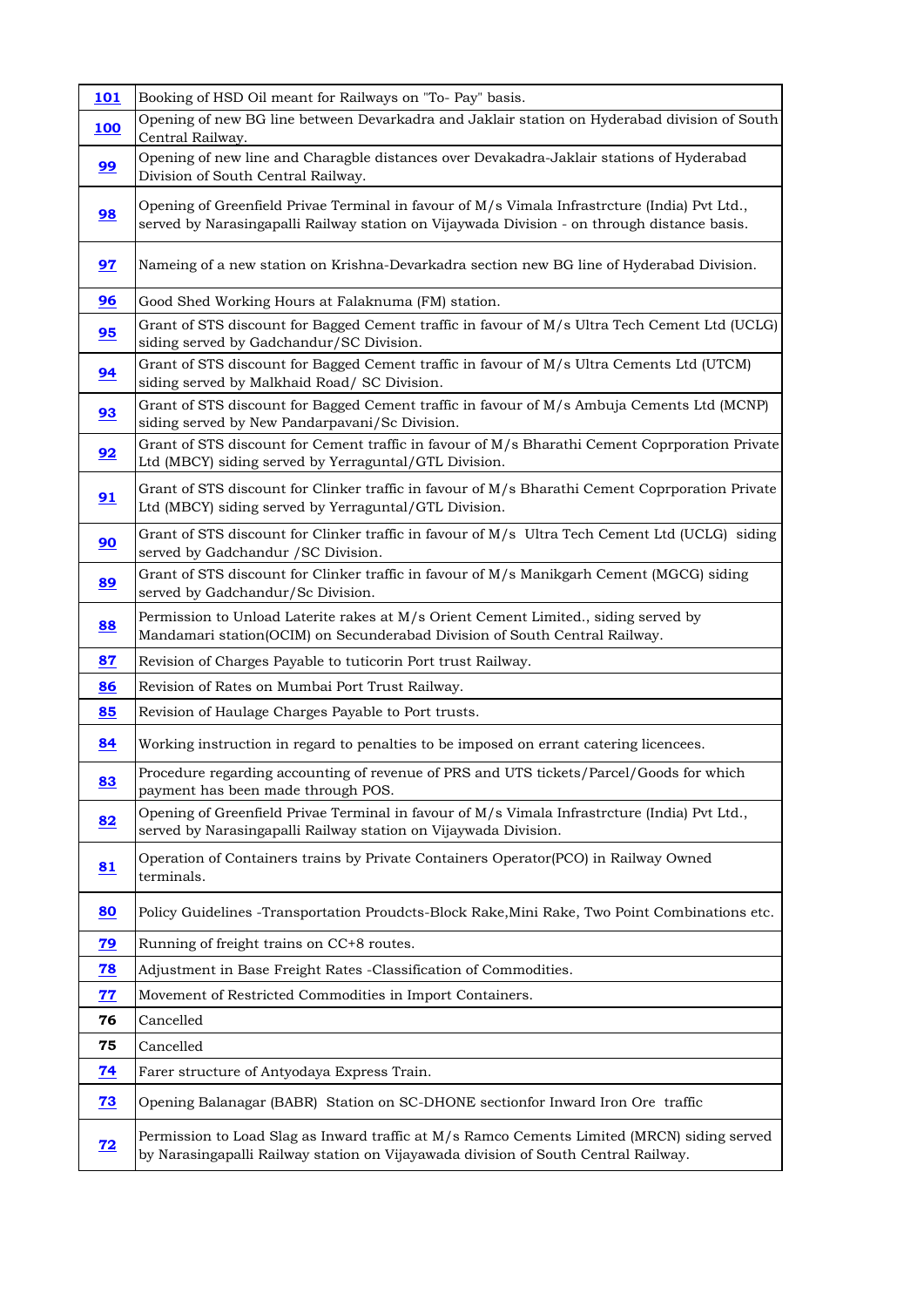| | |
|---|---|
| **101** | Booking of HSD Oil meant for Railways on "To- Pay" basis. |
| **100** | Opening of new BG line between Devarkadra and Jaklair station on Hyderabad division of South Central Railway. |
| **99** | Opening of new line and Charagble distances over Devakadra-Jaklair stations of Hyderabad Division of South Central Railway. |
| **98** | Opening of Greenfield Privae Terminal in favour of M/s Vimala Infrastrcture (India) Pvt Ltd., served by Narasingapalli Railway station on Vijaywada Division - on through distance basis. |
| **97** | Nameing of a new station on Krishna-Devarkadra section new BG line of Hyderabad Division. |
| **96** | Good Shed Working Hours at Falaknuma (FM) station. |
| **95** | Grant of STS discount for Bagged Cement traffic in favour of M/s Ultra Tech Cement Ltd (UCLG) siding served by Gadchandur/SC Division. |
| **94** | Grant of STS discount for Bagged Cement traffic in favour of M/s Ultra Cements Ltd (UTCM) siding served by Malkhaid Road/ SC Division. |
| **93** | Grant of STS discount for Bagged Cement traffic in favour of M/s Ambuja Cements Ltd (MCNP) siding served by New Pandarpavani/Sc Division. |
| **92** | Grant of STS discount for Cement traffic in favour of M/s Bharathi Cement Coprporation Private Ltd (MBCY) siding served by Yerraguntal/GTL Division. |
| **91** | Grant of STS discount for Clinker traffic in favour of M/s Bharathi Cement Coprporation Private Ltd (MBCY) siding served by Yerraguntal/GTL Division. |
| **90** | Grant of STS discount for Clinker traffic in favour of M/s Ultra Tech Cement Ltd (UCLG) siding served by Gadchandur /SC Division. |
| **89** | Grant of STS discount for Clinker traffic in favour of M/s Manikgarh Cement (MGCG) siding served by Gadchandur/Sc Division. |
| **88** | Permission to Unload Laterite rakes at M/s Orient Cement Limited., siding served by Mandamari station(OCIM) on Secunderabad Division of South Central Railway. |
| **87** | Revision of Charges Payable to tuticorin Port trust Railway. |
| **86** | Revision of Rates on Mumbai Port Trust Railway. |
| **85** | Revision of Haulage Charges Payable to Port trusts. |
| **84** | Working instruction in regard to penalties to be imposed on errant catering licencees. |
| **83** | Procedure regarding accounting of revenue of PRS and UTS tickets/Parcel/Goods for which payment has been made through POS. |
| **82** | Opening of Greenfield Privae Terminal in favour of M/s Vimala Infrastrcture (India) Pvt Ltd., served by Narasingapalli Railway station on Vijaywada Division. |
| **81** | Operation of Containers trains by Private Containers Operator(PCO) in Railway Owned terminals. |
| **80** | Policy Guidelines -Transportation Proudcts-Block Rake,Mini Rake, Two Point Combinations etc. |
| **79** | Running of freight trains on CC+8 routes. |
| **78** | Adjustment in Base Freight Rates -Classification of Commodities. |
| **77** | Movement of Restricted Commodities in Import Containers. |
| **76** | Cancelled |
| **75** | Cancelled |
| **74** | Farer structure of Antyodaya Express Train. |
| **73** | Opening Balanagar (BABR) Station on SC-DHONE sectionfor Inward Iron Ore traffic |
| **72** | Permission to Load Slag as Inward traffic at M/s Ramco Cements Limited (MRCN) siding served by Narasingapalli Railway station on Vijayawada division of South Central Railway. |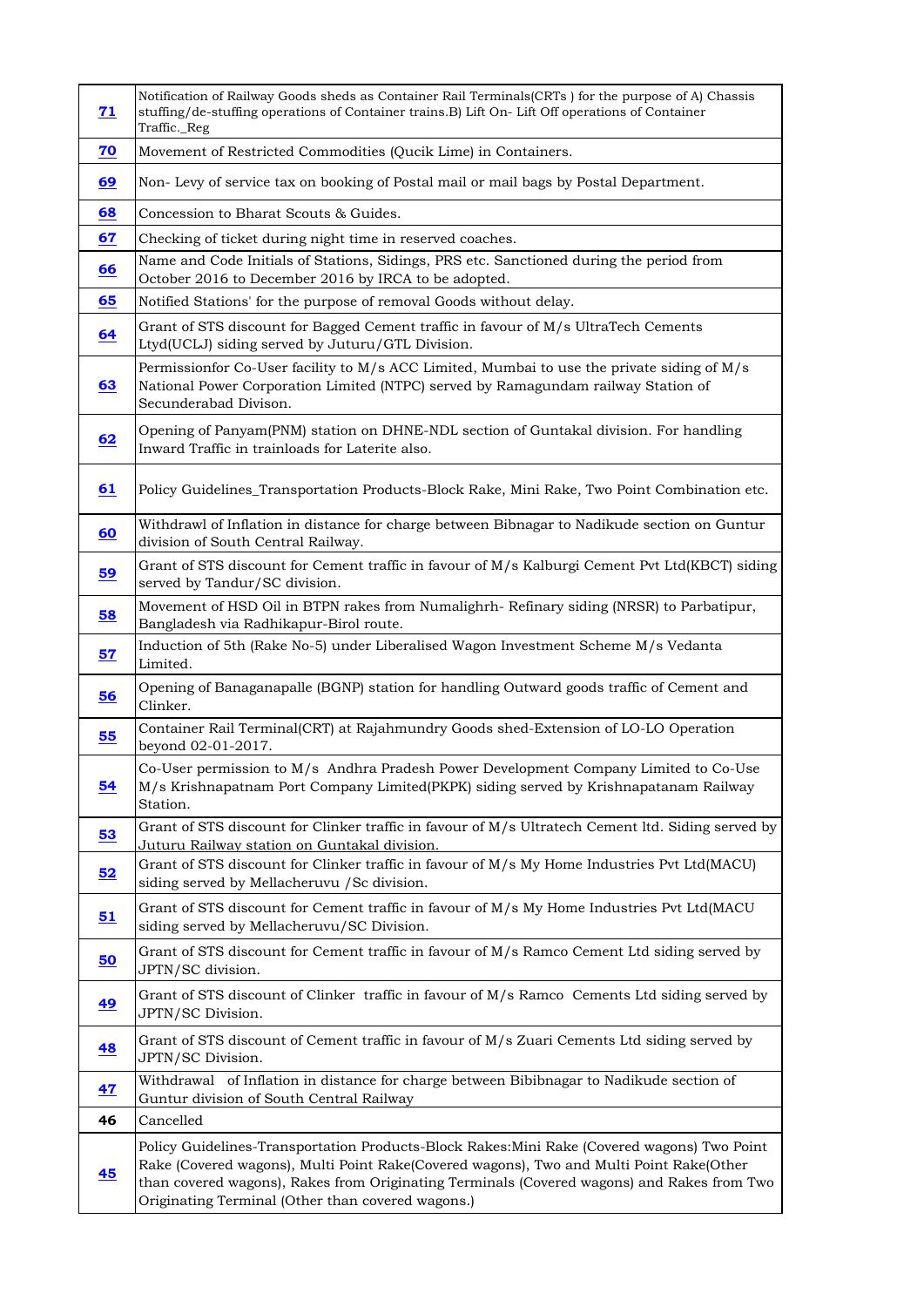| | |
|---|---|
| **71** | Notification of Railway Goods sheds as Container Rail Terminals(CRTs ) for the purpose of A) Chassis stuffing/de-stuffing operations of Container trains.B) Lift On- Lift Off operations of Container Traffic._Reg |
| **70** | Movement of Restricted Commodities (Qucik Lime) in Containers. |
| **69** | Non- Levy of service tax on booking of Postal mail or mail bags by Postal Department. |
| **68** | Concession to Bharat Scouts & Guides. |
| **67** | Checking of ticket during night time in reserved coaches. |
| **66** | Name and Code Initials of Stations, Sidings, PRS etc. Sanctioned during the period from October 2016 to December 2016 by IRCA to be adopted. |
| **65** | Notified Stations' for the purpose of removal Goods without delay. |
| **64** | Grant of STS discount for Bagged Cement traffic in favour of M/s UltraTech Cements Ltyd(UCLJ) siding served by Juturu/GTL Division. |
| **63** | Permissionfor Co-User facility to M/s ACC Limited, Mumbai to use the private siding of M/s National Power Corporation Limited (NTPC) served by Ramagundam railway Station of Secunderabad Divison. |
| **62** | Opening of Panyam(PNM) station on DHNE-NDL section of Guntakal division. For handling Inward Traffic in trainloads for Laterite also. |
| **61** | Policy Guidelines_Transportation Products-Block Rake, Mini Rake, Two Point Combination etc. |
| **60** | Withdrawl of Inflation in distance for charge between Bibnagar to Nadikude section on Guntur division of South Central Railway. |
| **59** | Grant of STS discount for Cement traffic in favour of M/s Kalburgi Cement Pvt Ltd(KBCT) siding served by Tandur/SC division. |
| **58** | Movement of HSD Oil in BTPN rakes from Numalighrh- Refinary siding (NRSR) to Parbatipur, Bangladesh via Radhikapur-Birol route. |
| **57** | Induction of 5th (Rake No-5) under Liberalised Wagon Investment Scheme M/s Vedanta Limited. |
| **56** | Opening of Banaganapalle (BGNP) station for handling Outward goods traffic of Cement and Clinker. |
| **55** | Container Rail Terminal(CRT) at Rajahmundry Goods shed-Extension of LO-LO Operation beyond 02-01-2017. |
| **54** | Co-User permission to M/s Andhra Pradesh Power Development Company Limited to Co-Use M/s Krishnapatnam Port Company Limited(PKPK) siding served by Krishnapatanam Railway Station. |
| **53** | Grant of STS discount for Clinker traffic in favour of M/s Ultratech Cement ltd. Siding served by Juturu Railway station on Guntakal division. |
| **52** | Grant of STS discount for Clinker traffic in favour of M/s My Home Industries Pvt Ltd(MACU) siding served by Mellacheruvu /Sc division. |
| **51** | Grant of STS discount for Cement traffic in favour of M/s My Home Industries Pvt Ltd(MACU siding served by Mellacheruvu/SC Division. |
| **50** | Grant of STS discount for Cement traffic in favour of M/s Ramco Cement Ltd siding served by JPTN/SC division. |
| **49** | Grant of STS discount of Clinker traffic in favour of M/s Ramco Cements Ltd siding served by JPTN/SC Division. |
| **48** | Grant of STS discount of Cement traffic in favour of M/s Zuari Cements Ltd siding served by JPTN/SC Division. |
| **47** | Withdrawal of Inflation in distance for charge between Bibibnagar to Nadikude section of Guntur division of South Central Railway |
| **46** | Cancelled |
| **45** | Policy Guidelines-Transportation Products-Block Rakes:Mini Rake (Covered wagons) Two Point Rake (Covered wagons), Multi Point Rake(Covered wagons), Two and Multi Point Rake(Other than covered wagons), Rakes from Originating Terminals (Covered wagons) and Rakes from Two Originating Terminal (Other than covered wagons.) |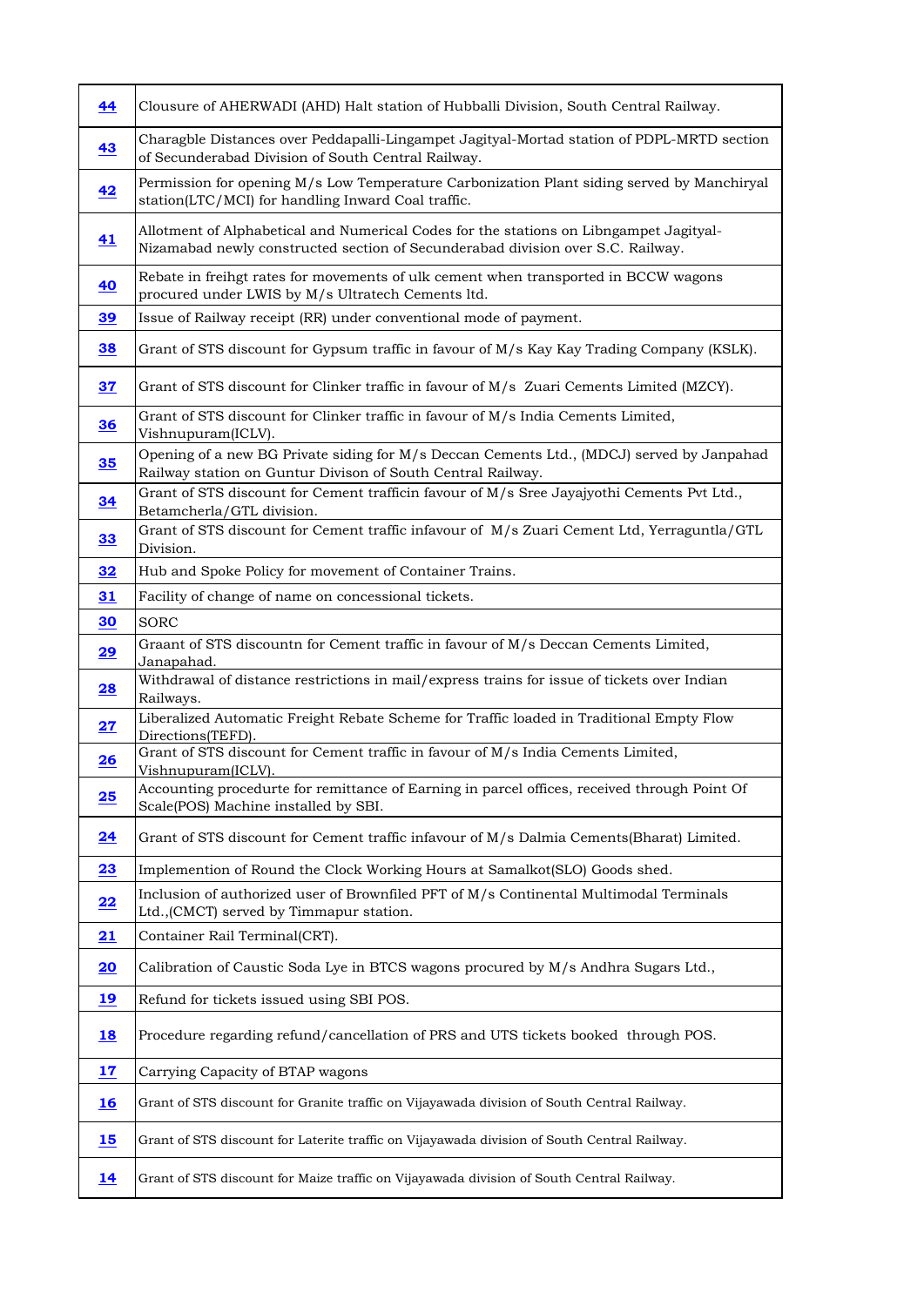| | |
|---|---|
| **44** | Clousure of AHERWADI (AHD) Halt station of Hubballi Division, South Central Railway. |
| **43** | Charagble Distances over Peddapalli-Lingampet Jagityal-Mortad station of PDPL-MRTD section of Secunderabad Division of South Central Railway. |
| **42** | Permission for opening M/s Low Temperature Carbonization Plant siding served by Manchiryal station(LTC/MCI) for handling Inward Coal traffic. |
| **41** | Allotment of Alphabetical and Numerical Codes for the stations on Libngampet Jagityal-Nizamabad newly constructed section of Secunderabad division over S.C. Railway. |
| **40** | Rebate in freihgt rates for movements of ulk cement when transported in BCCW wagons procured under LWIS by M/s Ultratech Cements ltd. |
| **39** | Issue of Railway receipt (RR) under conventional mode of payment. |
| **38** | Grant of STS discount for Gypsum traffic in favour of M/s Kay Kay Trading Company (KSLK). |
| **37** | Grant of STS discount for Clinker traffic in favour of M/s Zuari Cements Limited (MZCY). |
| **36** | Grant of STS discount for Clinker traffic in favour of M/s India Cements Limited, Vishnupuram(ICLV). |
| **35** | Opening of a new BG Private siding for M/s Deccan Cements Ltd., (MDCJ) served by Janpahad Railway station on Guntur Divison of South Central Railway. |
| **34** | Grant of STS discount for Cement trafficin favour of M/s Sree Jayajyothi Cements Pvt Ltd., Betamcherla/GTL division. |
| **33** | Grant of STS discount for Cement traffic infavour of M/s Zuari Cement Ltd, Yerraguntla/GTL Division. |
| **32** | Hub and Spoke Policy for movement of Container Trains. |
| **31** | Facility of change of name on concessional tickets. |
| **30** | SORC |
| **29** | Graant of STS discountn for Cement traffic in favour of M/s Deccan Cements Limited, Janapahad. |
| **28** | Withdrawal of distance restrictions in mail/express trains for issue of tickets over Indian Railways. |
| **27** | Liberalized Automatic Freight Rebate Scheme for Traffic loaded in Traditional Empty Flow Directions(TEFD). |
| **26** | Grant of STS discount for Cement traffic in favour of M/s India Cements Limited, Vishnupuram(ICLV). |
| **25** | Accounting procedurte for remittance of Earning in parcel offices, received through Point Of Scale(POS) Machine installed by SBI. |
| **24** | Grant of STS discount for Cement traffic infavour of M/s Dalmia Cements(Bharat) Limited. |
| **23** | Implemention of Round the Clock Working Hours at Samalkot(SLO) Goods shed. |
| **22** | Inclusion of authorized user of Brownfiled PFT of M/s Continental Multimodal Terminals Ltd.,(CMCT) served by Timmapur station. |
| **21** | Container Rail Terminal(CRT). |
| **20** | Calibration of Caustic Soda Lye in BTCS wagons procured by M/s Andhra Sugars Ltd., |
| **19** | Refund for tickets issued using SBI POS. |
| **18** | Procedure regarding refund/cancellation of PRS and UTS tickets booked through POS. |
| **17** | Carrying Capacity of BTAP wagons |
| **16** | Grant of STS discount for Granite traffic on Vijayawada division of South Central Railway. |
| **15** | Grant of STS discount for Laterite traffic on Vijayawada division of South Central Railway. |
| **14** | Grant of STS discount for Maize traffic on Vijayawada division of South Central Railway. |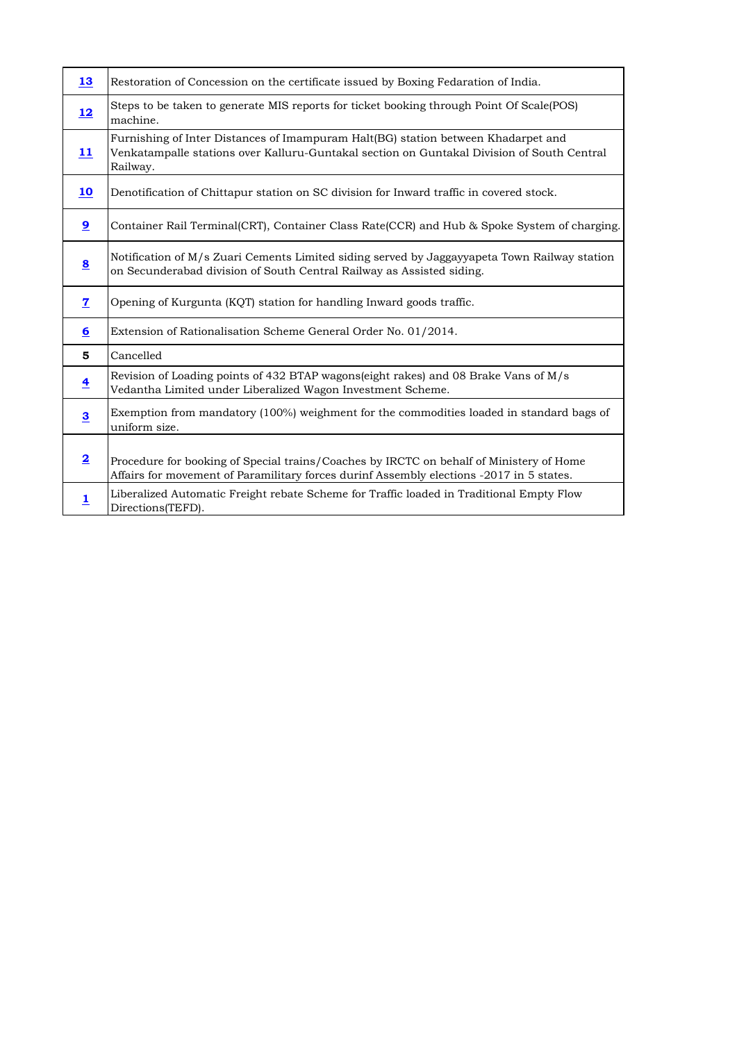| | |
|---|---|
| **13** | Restoration of Concession on the certificate issued by Boxing Fedaration of India. |
| **12** | Steps to be taken to generate MIS reports for ticket booking through Point Of Scale(POS) machine. |
| **11** | Furnishing of Inter Distances of Imampuram Halt(BG) station between Khadarpet and Venkatampalle stations over Kalluru-Guntakal section on Guntakal Division of South Central Railway. |
| **10** | Denotification of Chittapur station on SC division for Inward traffic in covered stock. |
| **9** | Container Rail Terminal(CRT), Container Class Rate(CCR) and Hub & Spoke System of charging. |
| **8** | Notification of M/s Zuari Cements Limited siding served by Jaggayyapeta Town Railway station on Secunderabad division of South Central Railway as Assisted siding. |
| **7** | Opening of Kurgunta (KQT) station for handling Inward goods traffic. |
| **6** | Extension of Rationalisation Scheme General Order No. 01/2014. |
| **5** | Cancelled |
| **4** | Revision of Loading points of 432 BTAP wagons(eight rakes) and 08 Brake Vans of M/s Vedantha Limited under Liberalized Wagon Investment Scheme. |
| **3** | Exemption from mandatory (100%) weighment for the commodities loaded in standard bags of uniform size. |
| **2** | Procedure for booking of Special trains/Coaches by IRCTC on behalf of Ministery of Home Affairs for movement of Paramilitary forces durinf Assembly elections -2017 in 5 states. |
| **1** | Liberalized Automatic Freight rebate Scheme for Traffic loaded in Traditional Empty Flow Directions(TEFD). |